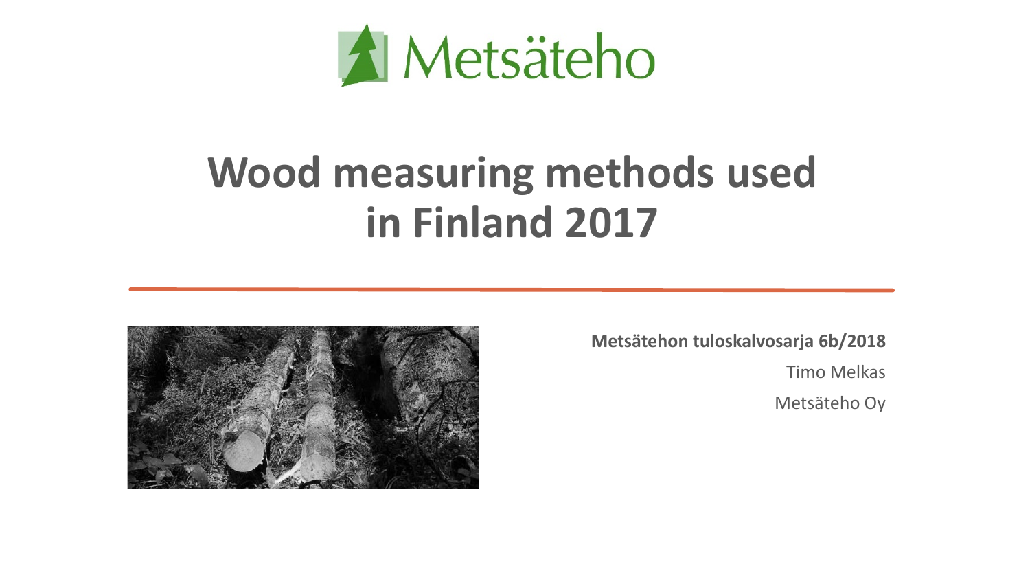Metsäteho

# Wood measuring methods used in Finland 2017

**Metsätehon tuloskalvosarja 6b/2018**

Timo Melkas

Metsäteho Oy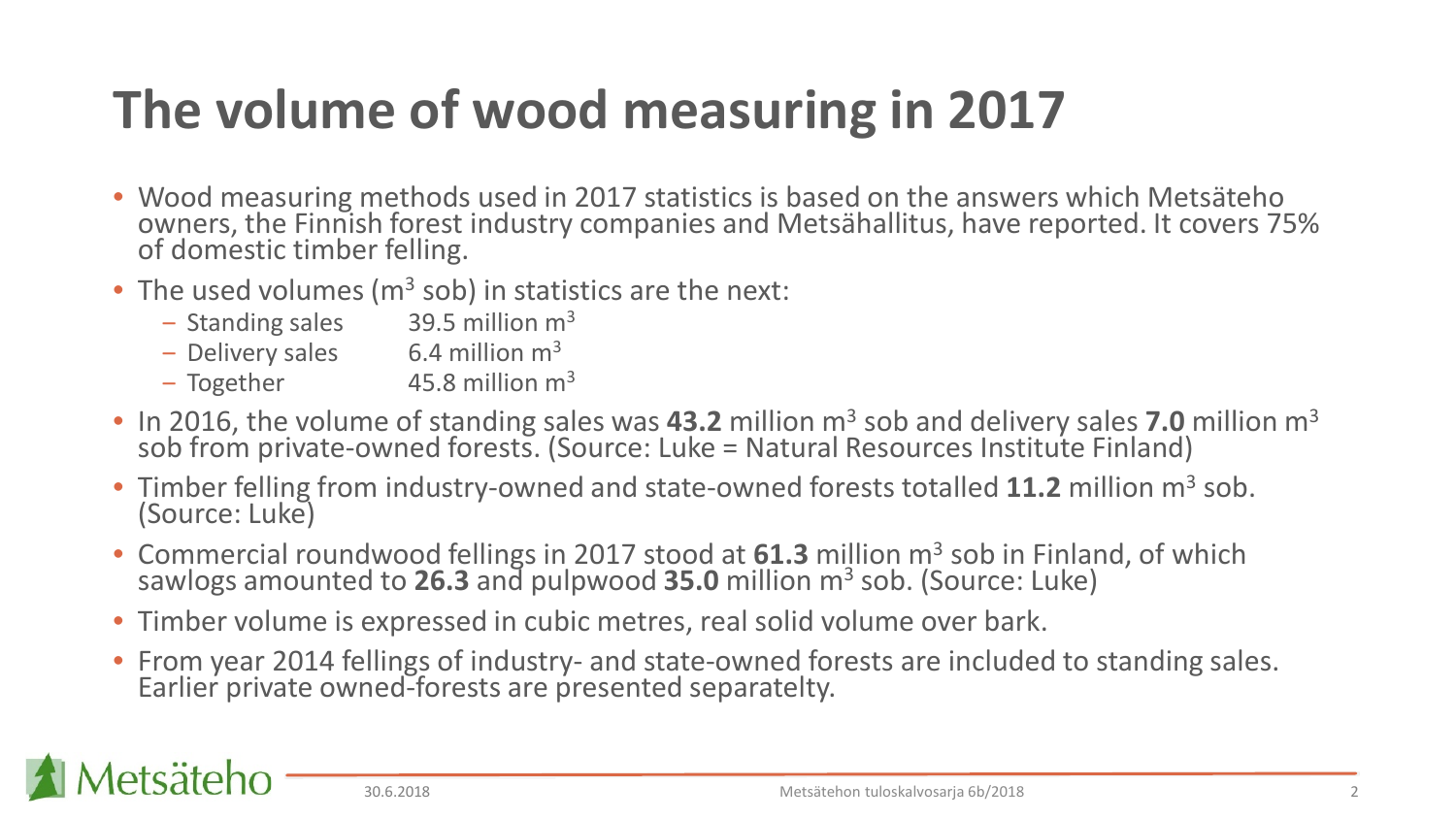# The volume of wood measuring in 2017

- Wood measuring methods used in 2017 statistics is based on the answers which Metsäteho owners, the Finnish forest industry companies and Metsähallitus, have reported. It covers 75% of domestic timber felling.
- The used volumes ($m^3$ sob) in statistics are the next:
  - Standing sales 39.5 million $m^3$
  - Delivery sales 6.4 million $m^3$
  - Together 45.8 million $m^3$
- In 2016, the volume of standing sales was **43.2** million $m^3$ sob and delivery sales **7.0** million $m^3$ sob from private-owned forests. (Source: Luke = Natural Resources Institute Finland)
- Timber felling from industry-owned and state-owned forests totalled **11.2** million $m^3$ sob. (Source: Luke)
- Commercial roundwood fellings in 2017 stood at **61.3** million $m^3$ sob in Finland, of which sawlogs amounted to **26.3** and pulpwood **35.0** million $m^3$ sob. (Source: Luke)
- Timber volume is expressed in cubic metres, real solid volume over bark.
- From year 2014 fellings of industry- and state-owned forests are included to standing sales. Earlier private owned-forests are presented separatelty.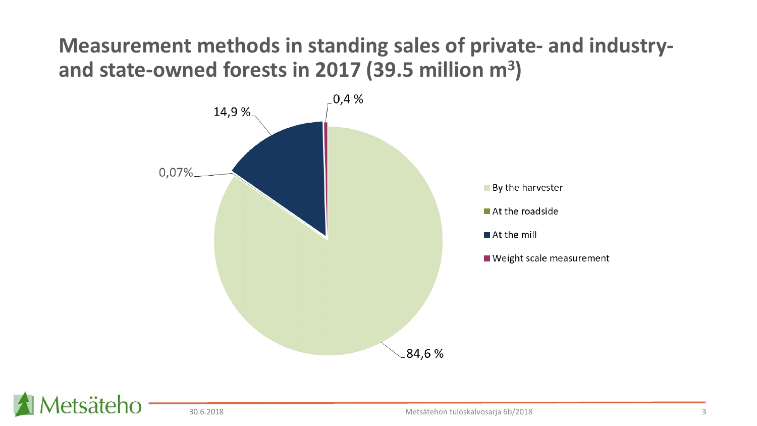# Measurement methods in standing sales of private- and industry- and state-owned forests in 2017 (39.5 million $m^3$)

- By the harvester: 84,6 %
- At the roadside: 0,07%
- At the mill: 14,9 %
- Weight scale measurement: 0,4 %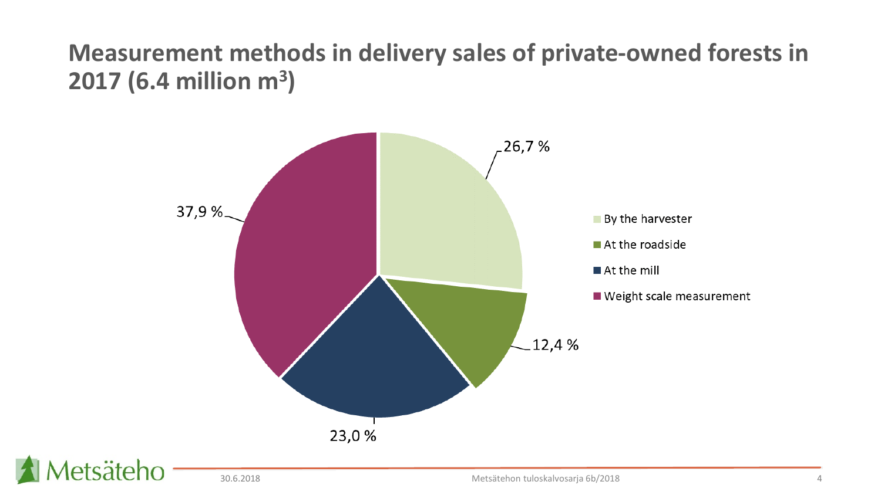# Measurement methods in delivery sales of private-owned forests in 2017 (6.4 million $m^3$)

| Measurement method | Share |
| --- | --- |
| By the harvester | 26,7 % |
| At the roadside | 12,4 % |
| At the mill | 23,0 % |
| Weight scale measurement | 37,9 % |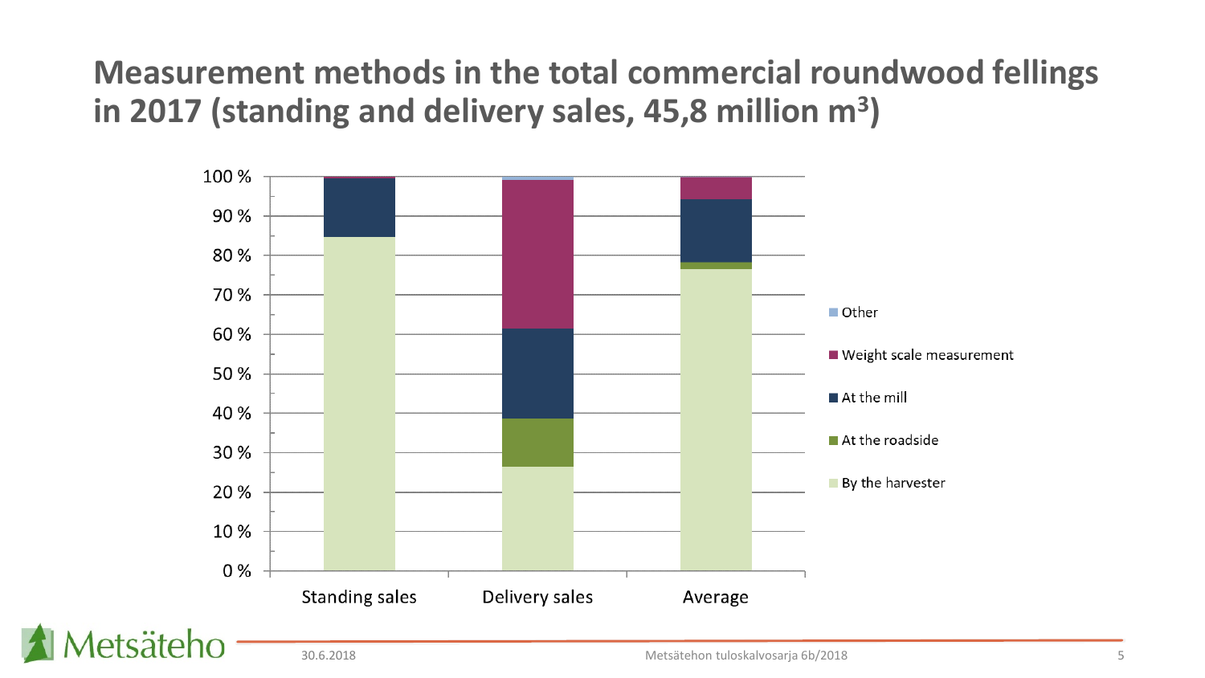# Measurement methods in the total commercial roundwood fellings in 2017 (standing and delivery sales, 45,8 million m$^3$)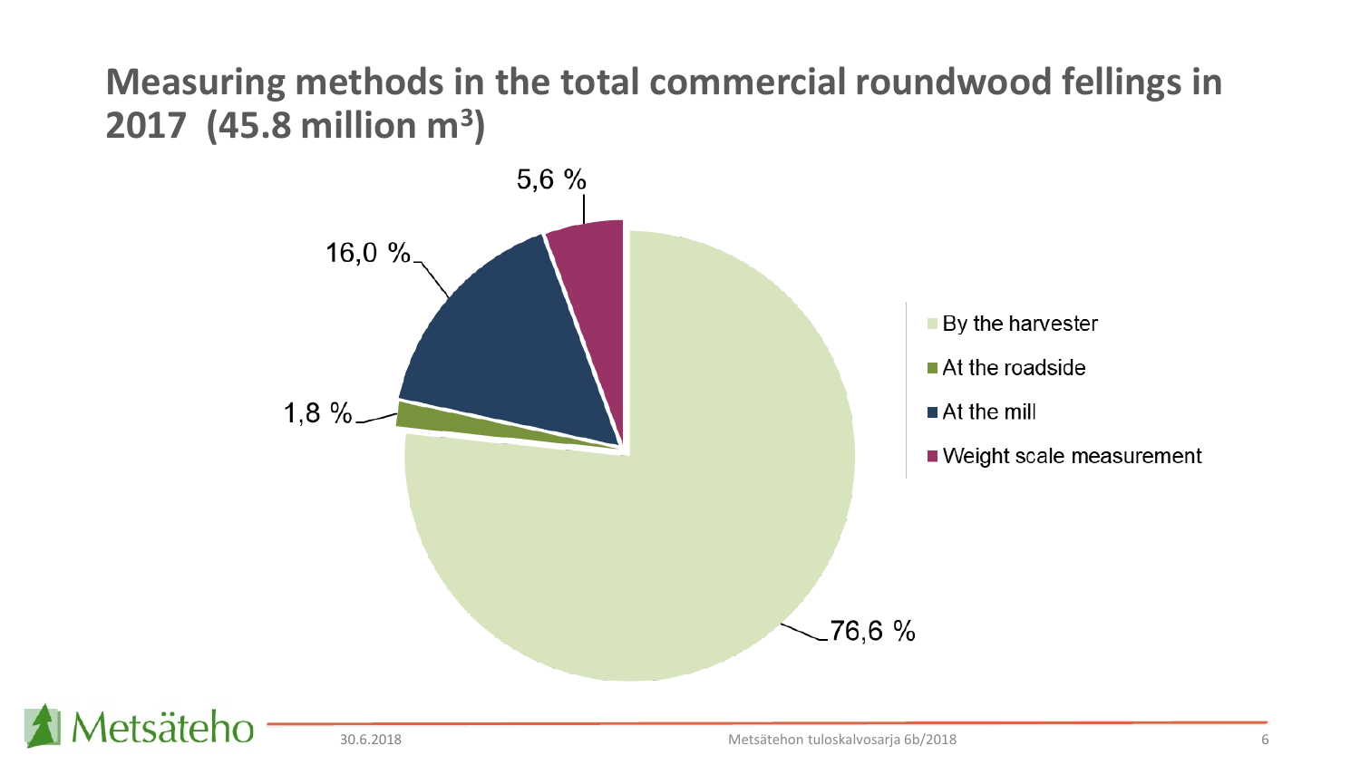# Measuring methods in the total commercial roundwood fellings in 2017 (45.8 million $m^3$)

| Measuring method | Share |
|---|---|
| By the harvester | 76,6 % |
| At the roadside | 1,8 % |
| At the mill | 16,0 % |
| Weight scale measurement | 5,6 % |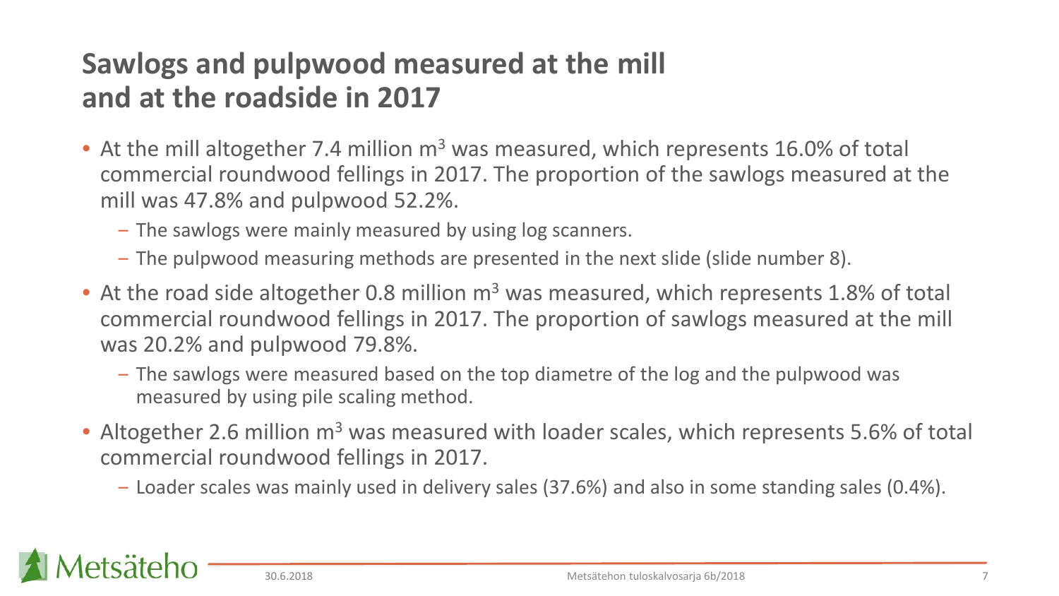## Sawlogs and pulpwood measured at the mill and at the roadside in 2017

- At the mill altogether 7.4 million $m^3$ was measured, which represents 16.0% of total commercial roundwood fellings in 2017. The proportion of the sawlogs measured at the mill was 47.8% and pulpwood 52.2%.
  - The sawlogs were mainly measured by using log scanners.
  - The pulpwood measuring methods are presented in the next slide (slide number 8).
- At the road side altogether 0.8 million $m^3$ was measured, which represents 1.8% of total commercial roundwood fellings in 2017. The proportion of sawlogs measured at the mill was 20.2% and pulpwood 79.8%.
  - The sawlogs were measured based on the top diametre of the log and the pulpwood was measured by using pile scaling method.
- Altogether 2.6 million $m^3$ was measured with loader scales, which represents 5.6% of total commercial roundwood fellings in 2017.
  - Loader scales was mainly used in delivery sales (37.6%) and also in some standing sales (0.4%).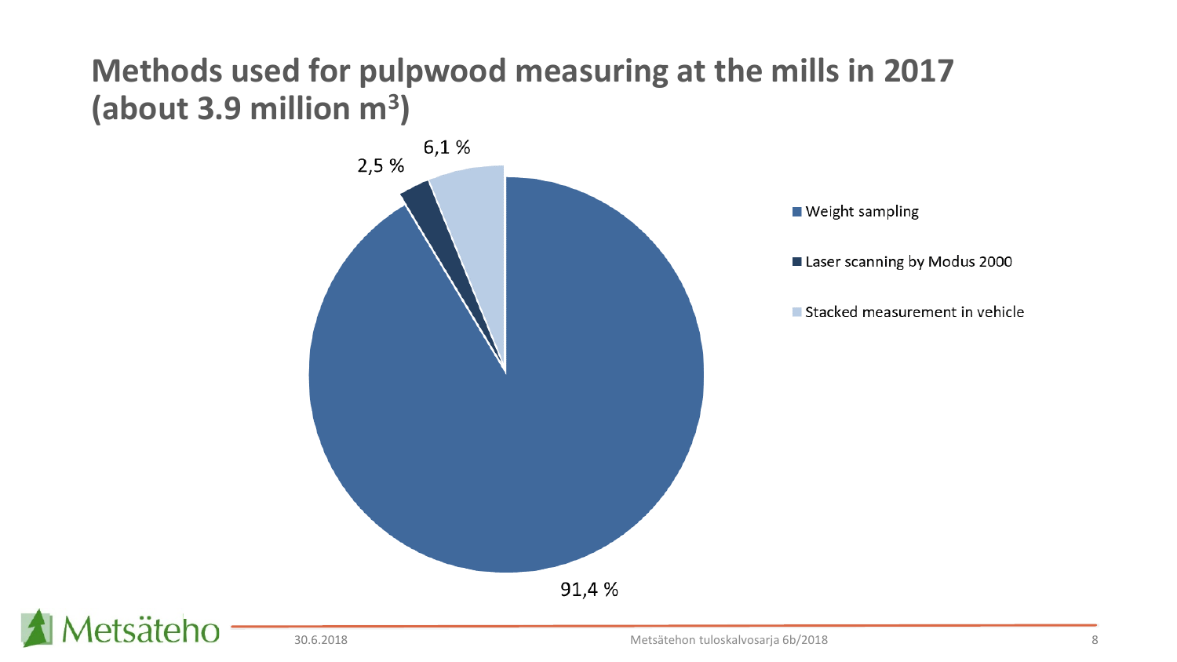# Methods used for pulpwood measuring at the mills in 2017 (about 3.9 million m³)

| Method | Share |
| --- | --- |
| Weight sampling | 91,4 % |
| Laser scanning by Modus 2000 | 2,5 % |
| Stacked measurement in vehicle | 6,1 % |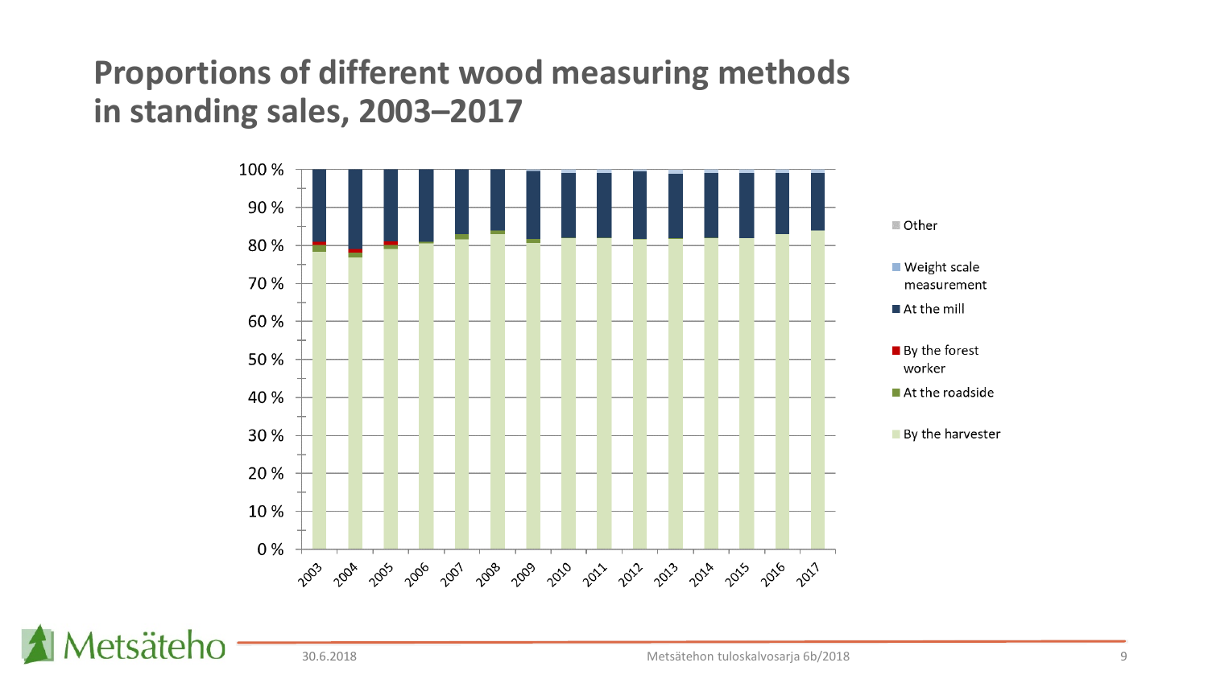# Proportions of different wood measuring methods in standing sales, 2003–2017

100 %
90 %
80 %
70 %
60 %
50 %
40 %
30 %
20 %
10 %
0 %

2003 2004 2005 2006 2007 2008 2009 2010 2011 2012 2013 2014 2015 2016 2017

- Other
- Weight scale measurement
- At the mill
- By the forest worker
- At the roadside
- By the harvester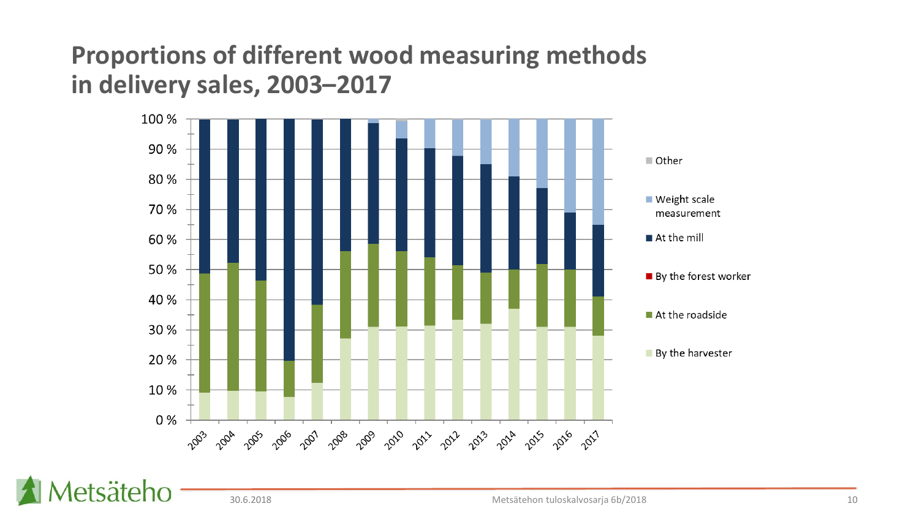# Proportions of different wood measuring methods in delivery sales, 2003–2017

100 %
90 %
80 %
70 %
60 %
50 %
40 %
30 %
20 %
10 %
0 %

2003 2004 2005 2006 2007 2008 2009 2010 2011 2012 2013 2014 2015 2016 2017

- Other
- Weight scale measurement
- At the mill
- By the forest worker
- At the roadside
- By the harvester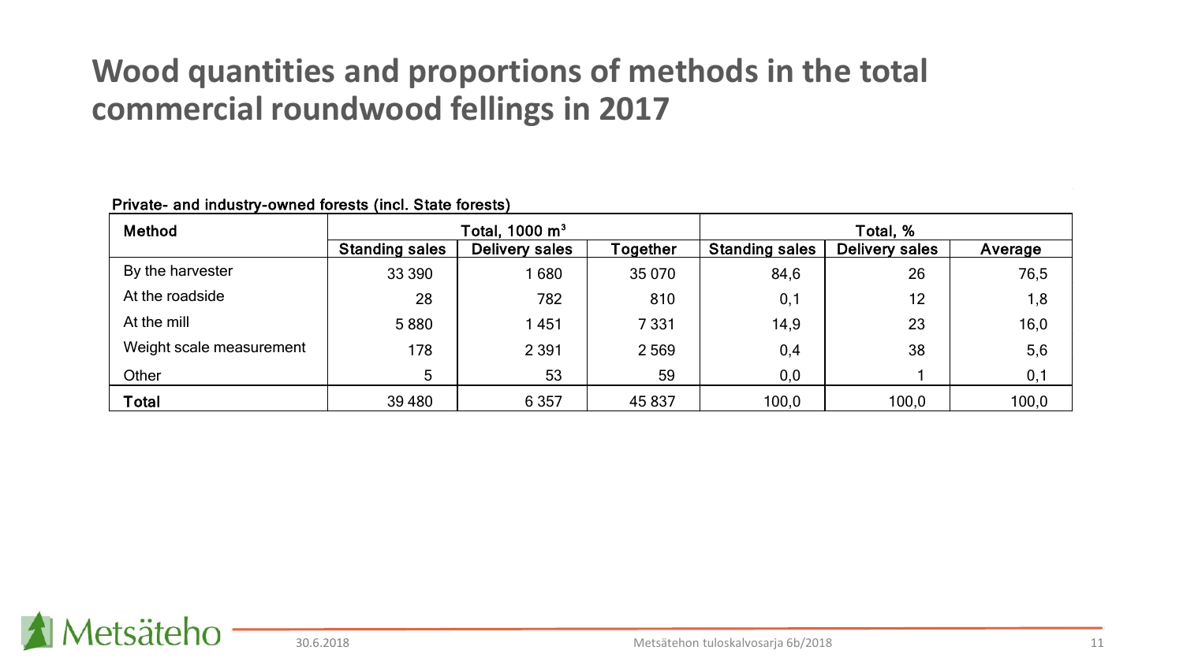# Wood quantities and proportions of methods in the total commercial roundwood fellings in 2017

Private- and industry-owned forests (incl. State forests)

| Method | Total, 1000 m$^3$ | | | Total, % | | |
|---|---|---|---|---|---|---|
| | Standing sales | Delivery sales | Together | Standing sales | Delivery sales | Average |
| By the harvester | 33 390 | 1 680 | 35 070 | 84,6 | 26 | 76,5 |
| At the roadside | 28 | 782 | 810 | 0,1 | 12 | 1,8 |
| At the mill | 5 880 | 1 451 | 7 331 | 14,9 | 23 | 16,0 |
| Weight scale measurement | 178 | 2 391 | 2 569 | 0,4 | 38 | 5,6 |
| Other | 5 | 53 | 59 | 0,0 | 1 | 0,1 |
| **Total** | 39 480 | 6 357 | 45 837 | 100,0 | 100,0 | 100,0 |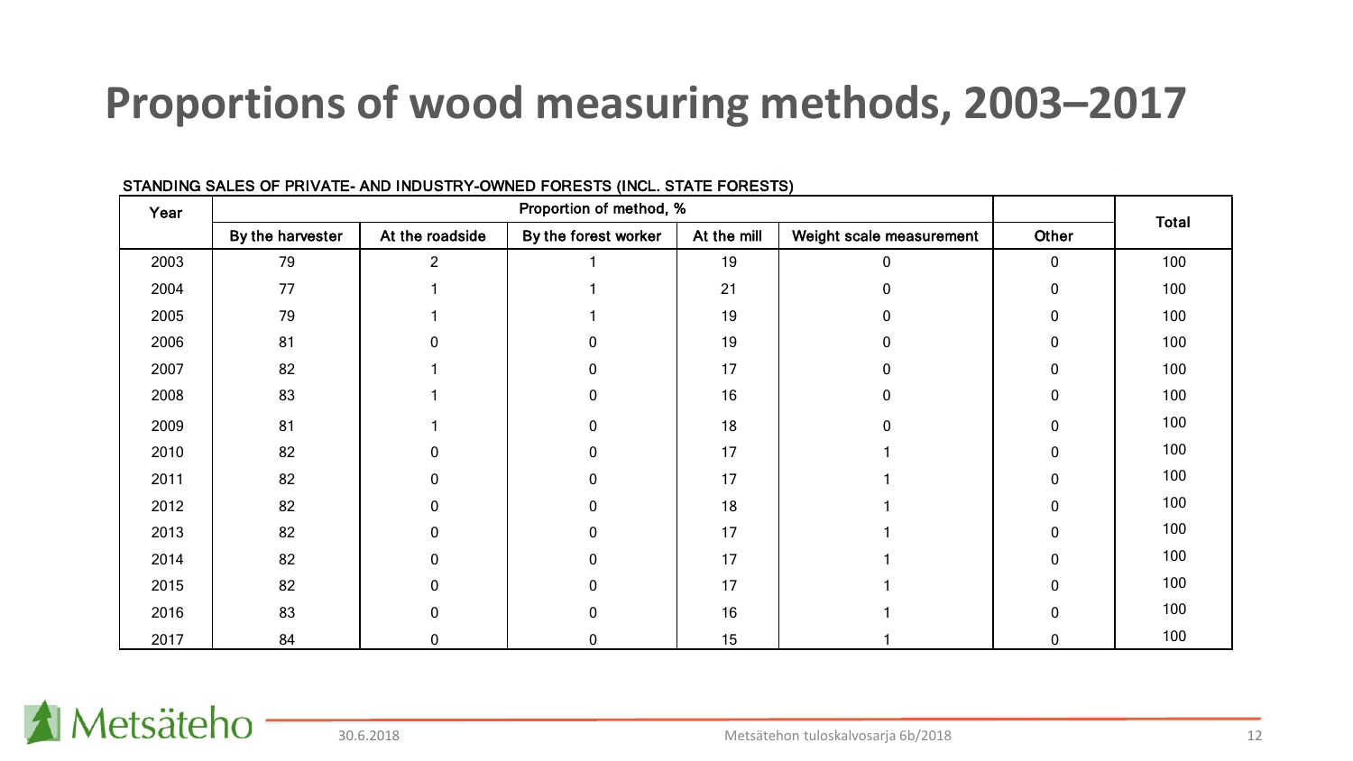# Proportions of wood measuring methods, 2003–2017

STANDING SALES OF PRIVATE- AND INDUSTRY-OWNED FORESTS (INCL. STATE FORESTS)

| Year | Proportion of method, % | | | | | | Total |
|---|---|---|---|---|---|---|---|
| | By the harvester | At the roadside | By the forest worker | At the mill | Weight scale measurement | Other | |
| 2003 | 79 | 2 | 1 | 19 | 0 | 0 | 100 |
| 2004 | 77 | 1 | 1 | 21 | 0 | 0 | 100 |
| 2005 | 79 | 1 | 1 | 19 | 0 | 0 | 100 |
| 2006 | 81 | 0 | 0 | 19 | 0 | 0 | 100 |
| 2007 | 82 | 1 | 0 | 17 | 0 | 0 | 100 |
| 2008 | 83 | 1 | 0 | 16 | 0 | 0 | 100 |
| 2009 | 81 | 1 | 0 | 18 | 0 | 0 | 100 |
| 2010 | 82 | 0 | 0 | 17 | 1 | 0 | 100 |
| 2011 | 82 | 0 | 0 | 17 | 1 | 0 | 100 |
| 2012 | 82 | 0 | 0 | 18 | 1 | 0 | 100 |
| 2013 | 82 | 0 | 0 | 17 | 1 | 0 | 100 |
| 2014 | 82 | 0 | 0 | 17 | 1 | 0 | 100 |
| 2015 | 82 | 0 | 0 | 17 | 1 | 0 | 100 |
| 2016 | 83 | 0 | 0 | 16 | 1 | 0 | 100 |
| 2017 | 84 | 0 | 0 | 15 | 1 | 0 | 100 |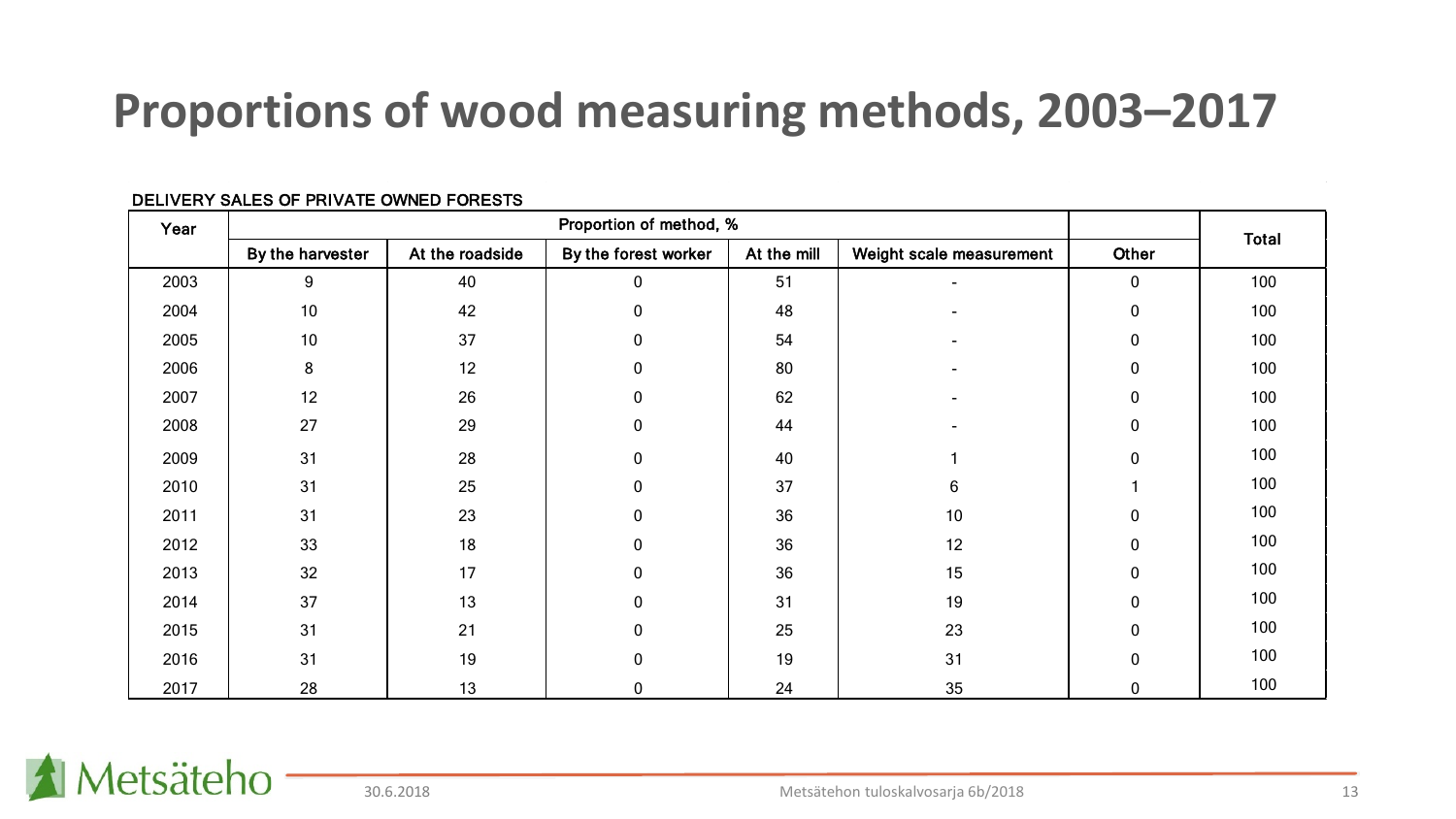# Proportions of wood measuring methods, 2003–2017

DELIVERY SALES OF PRIVATE OWNED FORESTS

| Year | Proportion of method, % | | | | | | Total |
|---|---|---|---|---|---|---|---|
| | By the harvester | At the roadside | By the forest worker | At the mill | Weight scale measurement | Other | |
| 2003 | 9 | 40 | 0 | 51 | - | 0 | 100 |
| 2004 | 10 | 42 | 0 | 48 | - | 0 | 100 |
| 2005 | 10 | 37 | 0 | 54 | - | 0 | 100 |
| 2006 | 8 | 12 | 0 | 80 | - | 0 | 100 |
| 2007 | 12 | 26 | 0 | 62 | - | 0 | 100 |
| 2008 | 27 | 29 | 0 | 44 | - | 0 | 100 |
| 2009 | 31 | 28 | 0 | 40 | 1 | 0 | 100 |
| 2010 | 31 | 25 | 0 | 37 | 6 | 1 | 100 |
| 2011 | 31 | 23 | 0 | 36 | 10 | 0 | 100 |
| 2012 | 33 | 18 | 0 | 36 | 12 | 0 | 100 |
| 2013 | 32 | 17 | 0 | 36 | 15 | 0 | 100 |
| 2014 | 37 | 13 | 0 | 31 | 19 | 0 | 100 |
| 2015 | 31 | 21 | 0 | 25 | 23 | 0 | 100 |
| 2016 | 31 | 19 | 0 | 19 | 31 | 0 | 100 |
| 2017 | 28 | 13 | 0 | 24 | 35 | 0 | 100 |